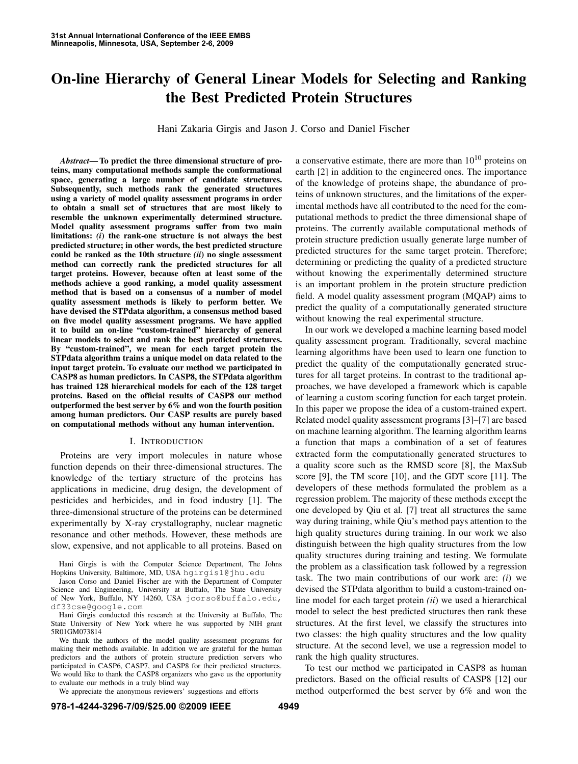# On-line Hierarchy of General Linear Models for Selecting and Ranking the Best Predicted Protein Structures

Hani Zakaria Girgis and Jason J. Corso and Daniel Fischer

***Abstract*— To predict the three dimensional structure of proteins, many computational methods sample the conformational space, generating a large number of candidate structures. Subsequently, such methods rank the generated structures using a variety of model quality assessment programs in order to obtain a small set of structures that are most likely to resemble the unknown experimentally determined structure. Model quality assessment programs suffer from two main limitations: *(i)* the rank-one structure is not always the best predicted structure; in other words, the best predicted structure could be ranked as the 10th structure *(ii)* no single assessment method can correctly rank the predicted structures for all target proteins. However, because often at least some of the methods achieve a good ranking, a model quality assessment method that is based on a consensus of a number of model quality assessment methods is likely to perform better. We have devised the STPdata algorithm, a consensus method based on five model quality assessment programs. We have applied it to build an on-line "custom-trained" hierarchy of general linear models to select and rank the best predicted structures. By "custom-trained", we mean for each target protein the STPdata algorithm trains a unique model on data related to the input target protein. To evaluate our method we participated in CASP8 as human predictors. In CASP8, the STPdata algorithm has trained 128 hierarchical models for each of the 128 target proteins. Based on the official results of CASP8 our method outperformed the best server by 6% and won the fourth position among human predictors. Our CASP results are purely based on computational methods without any human intervention.**

## I. Introduction

Proteins are very import molecules in nature whose function depends on their three-dimensional structures. The knowledge of the tertiary structure of the proteins has applications in medicine, drug design, the development of pesticides and herbicides, and in food industry [1]. The three-dimensional structure of the proteins can be determined experimentally by X-ray crystallography, nuclear magnetic resonance and other methods. However, these methods are slow, expensive, and not applicable to all proteins. Based on a conservative estimate, there are more than $10^{10}$ proteins on earth [2] in addition to the engineered ones. The importance of the knowledge of proteins shape, the abundance of proteins of unknown structures, and the limitations of the experimental methods have all contributed to the need for the computational methods to predict the three dimensional shape of proteins. The currently available computational methods of protein structure prediction usually generate large number of predicted structures for the same target protein. Therefore; determining or predicting the quality of a predicted structure without knowing the experimentally determined structure is an important problem in the protein structure prediction field. A model quality assessment program (MQAP) aims to predict the quality of a computationally generated structure without knowing the real experimental structure.

In our work we developed a machine learning based model quality assessment program. Traditionally, several machine learning algorithms have been used to learn one function to predict the quality of the computationally generated structures for all target proteins. In contrast to the traditional approaches, we have developed a framework which is capable of learning a custom scoring function for each target protein. In this paper we propose the idea of a custom-trained expert. Related model quality assessment programs [3]–[7] are based on machine learning algorithm. The learning algorithm learns a function that maps a combination of a set of features extracted form the computationally generated structures to a quality score such as the RMSD score [8], the MaxSub score [9], the TM score [10], and the GDT score [11]. The developers of these methods formulated the problem as a regression problem. The majority of these methods except the one developed by Qiu et al. [7] treat all structures the same way during training, while Qiu's method pays attention to the high quality structures during training. In our work we also distinguish between the high quality structures from the low quality structures during training and testing. We formulate the problem as a classification task followed by a regression task. The two main contributions of our work are: *(i)* we devised the STPdata algorithm to build a custom-trained online model for each target protein *(ii)* we used a hierarchical model to select the best predicted structures then rank these structures. At the first level, we classify the structures into two classes: the high quality structures and the low quality structure. At the second level, we use a regression model to rank the high quality structures.

To test our method we participated in CASP8 as human predictors. Based on the official results of CASP8 [12] our method outperformed the best server by 6% and won the

---

Hani Girgis is with the Computer Science Department, The Johns Hopkins University, Baltimore, MD, USA hgirgis1@jhu.edu

Jason Corso and Daniel Fischer are with the Department of Computer Science and Engineering, University at Buffalo, The State University of New York, Buffalo, NY 14260, USA jcorso@buffalo.edu, df33cse@google.com

Hani Girgis conducted this research at the University at Buffalo, The State University of New York where he was supported by NIH grant 5R01GM073814

We thank the authors of the model quality assessment programs for making their methods available. In addition we are grateful for the human predictors and the authors of protein structure prediction servers who participated in CASP6, CASP7, and CASP8 for their predicted structures. We would like to thank the CASP8 organizers who gave us the opportunity to evaluate our methods in a truly blind way

We appreciate the anonymous reviewers' suggestions and efforts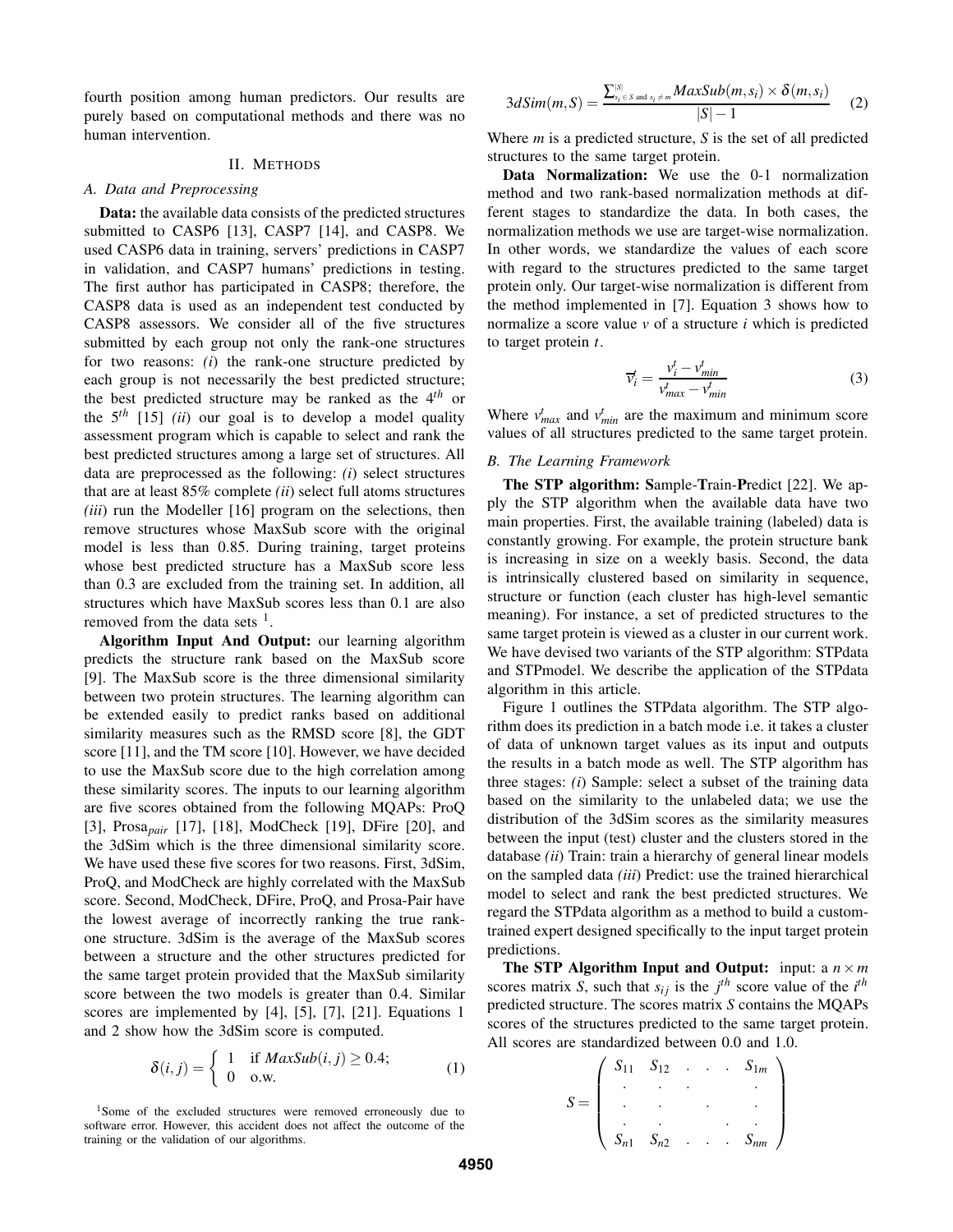fourth position among human predictors. Our results are purely based on computational methods and there was no human intervention.

## II. Methods

### A. Data and Preprocessing

**Data:** the available data consists of the predicted structures submitted to CASP6 [13], CASP7 [14], and CASP8. We used CASP6 data in training, servers' predictions in CASP7 in validation, and CASP7 humans' predictions in testing. The first author has participated in CASP8; therefore, the CASP8 data is used as an independent test conducted by CASP8 assessors. We consider all of the five structures submitted by each group not only the rank-one structures for two reasons: *(i)* the rank-one structure predicted by each group is not necessarily the best predicted structure; the best predicted structure may be ranked as the $4^{th}$ or the $5^{th}$ [15] *(ii)* our goal is to develop a model quality assessment program which is capable to select and rank the best predicted structures among a large set of structures. All data are preprocessed as the following: *(i)* select structures that are at least 85% complete *(ii)* select full atoms structures *(iii)* run the Modeller [16] program on the selections, then remove structures whose MaxSub score with the original model is less than 0.85. During training, target proteins whose best predicted structure has a MaxSub score less than 0.3 are excluded from the training set. In addition, all structures which have MaxSub scores less than 0.1 are also removed from the data sets [1].

**Algorithm Input And Output:** our learning algorithm predicts the structure rank based on the MaxSub score [9]. The MaxSub score is the three dimensional similarity between two protein structures. The learning algorithm can be extended easily to predict ranks based on additional similarity measures such as the RMSD score [8], the GDT score [11], and the TM score [10]. However, we have decided to use the MaxSub score due to the high correlation among these similarity scores. The inputs to our learning algorithm are five scores obtained from the following MQAPs: ProQ [3], $\text{Prosa}_{pair}$ [17], [18], ModCheck [19], DFire [20], and the 3dSim which is the three dimensional similarity score. We have used these five scores for two reasons. First, 3dSim, ProQ, and ModCheck are highly correlated with the MaxSub score. Second, ModCheck, DFire, ProQ, and Prosa-Pair have the lowest average of incorrectly ranking the true rank-one structure. 3dSim is the average of the MaxSub scores between a structure and the other structures predicted for the same target protein provided that the MaxSub similarity score between the two models is greater than 0.4. Similar scores are implemented by [4], [5], [7], [21]. Equations 1 and 2 show how the 3dSim score is computed.

$$\delta(i,j) = \begin{cases} 1 & \text{if } MaxSub(i,j) \geq 0.4; \\ 0 & \text{o.w.} \end{cases} \tag{1}$$

$$3dSim(m,S) = \frac{\sum_{s_i \in S \text{ and } s_i \neq m}^{|S|} MaxSub(m,s_i) \times \delta(m,s_i)}{|S|-1} \tag{2}$$

Where $m$ is a predicted structure, $S$ is the set of all predicted structures to the same target protein.

**Data Normalization:** We use the 0-1 normalization method and two rank-based normalization methods at different stages to standardize the data. In both cases, the normalization methods we use are target-wise normalization. In other words, we standardize the values of each score with regard to the structures predicted to the same target protein only. Our target-wise normalization is different from the method implemented in [7]. Equation 3 shows how to normalize a score value $v$ of a structure $i$ which is predicted to target protein $t$.

$$\overline{v}_i^t = \frac{v_i^t - v_{min}^t}{v_{max}^t - v_{min}^t} \tag{3}$$

Where $v_{max}^t$ and $v_{min}^t$ are the maximum and minimum score values of all structures predicted to the same target protein.

### B. The Learning Framework

**The STP algorithm: S**ample-**T**rain-**P**redict [22]. We apply the STP algorithm when the available data have two main properties. First, the available training (labeled) data is constantly growing. For example, the protein structure bank is increasing in size on a weekly basis. Second, the data is intrinsically clustered based on similarity in sequence, structure or function (each cluster has high-level semantic meaning). For instance, a set of predicted structures to the same target protein is viewed as a cluster in our current work. We have devised two variants of the STP algorithm: STPdata and STPmodel. We describe the application of the STPdata algorithm in this article.

Figure 1 outlines the STPdata algorithm. The STP algorithm does its prediction in a batch mode i.e. it takes a cluster of data of unknown target values as its input and outputs the results in a batch mode as well. The STP algorithm has three stages: *(i)* Sample: select a subset of the training data based on the similarity to the unlabeled data; we use the distribution of the 3dSim scores as the similarity measures between the input (test) cluster and the clusters stored in the database *(ii)* Train: train a hierarchy of general linear models on the sampled data *(iii)* Predict: use the trained hierarchical model to select and rank the best predicted structures. We regard the STPdata algorithm as a method to build a custom-trained expert designed specifically to the input target protein predictions.

**The STP Algorithm Input and Output:** input: a $n \times m$ scores matrix $S$, such that $s_{ij}$ is the $j^{th}$ score value of the $i^{th}$ predicted structure. The scores matrix $S$ contains the MQAPs scores of the structures predicted to the same target protein. All scores are standardized between 0.0 and 1.0.

$$S = \begin{pmatrix} S_{11} & S_{12} & . & . & . & S_{1m} \\ . & . & . & & & . \\ . & . & & . & & . \\ . & . & & & . & . \\ S_{n1} & S_{n2} & . & . & . & S_{nm} \end{pmatrix}$$

[1] Some of the excluded structures were removed erroneously due to software error. However, this accident does not affect the outcome of the training or the validation of our algorithms.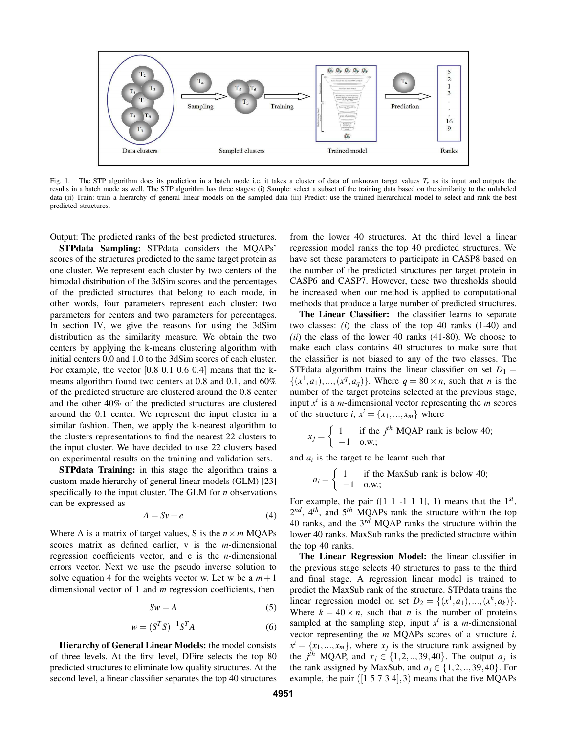Fig. 1. The STP algorithm does its prediction in a batch mode i.e. it takes a cluster of data of unknown target values $T_x$ as its input and outputs the results in a batch mode as well. The STP algorithm has three stages: (i) Sample: select a subset of the training data based on the similarity to the unlabeled data (ii) Train: train a hierarchy of general linear models on the sampled data (iii) Predict: use the trained hierarchical model to select and rank the best predicted structures.

Output: The predicted ranks of the best predicted structures.

**STPdata Sampling:** STPdata considers the MQAPs' scores of the structures predicted to the same target protein as one cluster. We represent each cluster by two centers of the bimodal distribution of the 3dSim scores and the percentages of the predicted structures that belong to each mode, in other words, four parameters represent each cluster: two parameters for centers and two parameters for percentages. In section IV, we give the reasons for using the 3dSim distribution as the similarity measure. We obtain the two centers by applying the k-means clustering algorithm with initial centers 0.0 and 1.0 to the 3dSim scores of each cluster. For example, the vector [0.8 0.1 0.6 0.4] means that the k-means algorithm found two centers at 0.8 and 0.1, and 60% of the predicted structure are clustered around the 0.8 center and the other 40% of the predicted structures are clustered around the 0.1 center. We represent the input cluster in a similar fashion. Then, we apply the k-nearest algorithm to the clusters representations to find the nearest 22 clusters to the input cluster. We have decided to use 22 clusters based on experimental results on the training and validation sets.

**STPdata Training:** in this stage the algorithm trains a custom-made hierarchy of general linear models (GLM) [23] specifically to the input cluster. The GLM for $n$ observations can be expressed as

$$A = Sv + e \tag{4}$$

Where A is a matrix of target values, S is the $n \times m$ MQAPs scores matrix as defined earlier, v is the $m$-dimensional regression coefficients vector, and e is the $n$-dimensional errors vector. Next we use the pseudo inverse solution to solve equation 4 for the weights vector w. Let w be a $m+1$ dimensional vector of 1 and $m$ regression coefficients, then

$$Sw = A \tag{5}$$

$$w = (S^T S)^{-1} S^T A \tag{6}$$

**Hierarchy of General Linear Models:** the model consists of three levels. At the first level, DFire selects the top 80 predicted structures to eliminate low quality structures. At the second level, a linear classifier separates the top 40 structures from the lower 40 structures. At the third level a linear regression model ranks the top 40 predicted structures. We have set these parameters to participate in CASP8 based on the number of the predicted structures per target protein in CASP6 and CASP7. However, these two thresholds should be increased when our method is applied to computational methods that produce a large number of predicted structures.

**The Linear Classifier:** the classifier learns to separate two classes: *(i)* the class of the top 40 ranks (1-40) and *(ii)* the class of the lower 40 ranks (41-80). We choose to make each class contains 40 structures to make sure that the classifier is not biased to any of the two classes. The STPdata algorithm trains the linear classifier on set $D_1 = \{(x^1, a_1), ..., (x^q, a_q)\}$. Where $q = 80 \times n$, such that $n$ is the number of the target proteins selected at the previous stage, input $x^i$ is a $m$-dimensional vector representing the $m$ scores of the structure $i$, $x^i = \{x_1, ..., x_m\}$ where

$$x_j = \begin{cases} 1 & \text{if the } j^{th} \text{ MQAP rank is below 40;} \\ -1 & \text{o.w.;} \end{cases}$$

and $a_i$ is the target to be learnt such that

$$a_i = \begin{cases} 1 & \text{if the MaxSub rank is below 40;} \\ -1 & \text{o.w.;} \end{cases}$$

For example, the pair ([1 1 -1 1 1], 1) means that the $1^{st}$, $2^{nd}$, $4^{th}$, and $5^{th}$ MQAPs rank the structure within the top 40 ranks, and the $3^{rd}$ MQAP ranks the structure within the lower 40 ranks. MaxSub ranks the predicted structure within the top 40 ranks.

**The Linear Regression Model:** the linear classifier in the previous stage selects 40 structures to pass to the third and final stage. A regression linear model is trained to predict the MaxSub rank of the structure. STPdata trains the linear regression model on set $D_2 = \{(x^1, a_1), ..., (x^k, a_k)\}$. Where $k = 40 \times n$, such that $n$ is the number of proteins sampled at the sampling step, input $x^i$ is a $m$-dimensional vector representing the $m$ MQAPs scores of a structure $i$. $x^i = \{x_1, ..., x_m\}$, where $x_j$ is the structure rank assigned by the $j^{th}$ MQAP, and $x_j \in \{1, 2, .., 39, 40\}$. The output $a_j$ is the rank assigned by MaxSub, and $a_j \in \{1, 2, .., 39, 40\}$. For example, the pair ([1 5 7 3 4], 3) means that the five MQAPs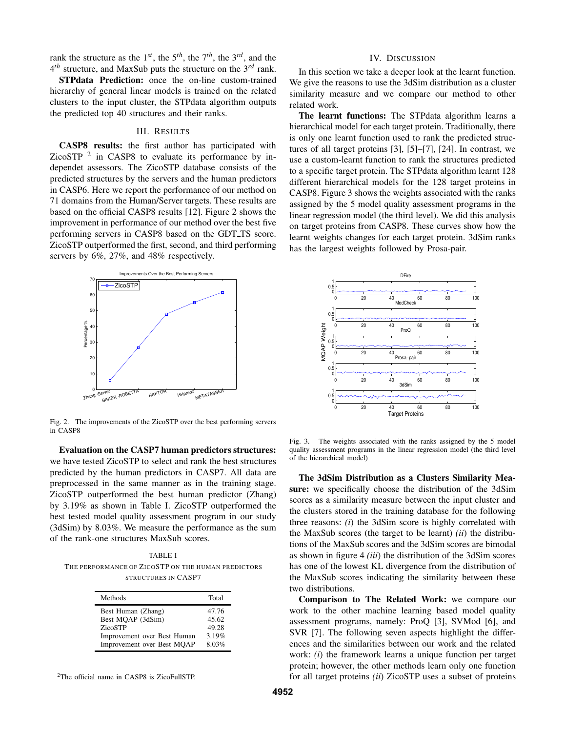rank the structure as the 1st, the 5th, the 7th, the 3rd, and the 4th structure, and MaxSub puts the structure on the 3rd rank.

**STPdata Prediction:** once the on-line custom-trained hierarchy of general linear models is trained on the related clusters to the input cluster, the STPdata algorithm outputs the predicted top 40 structures and their ranks.

## III. Results

**CASP8 results:** the first author has participated with ZicoSTP [2] in CASP8 to evaluate its performance by independet assessors. The ZicoSTP database consists of the predicted structures by the servers and the human predictors in CASP6. Here we report the performance of our method on 71 domains from the Human/Server targets. These results are based on the official CASP8 results [12]. Figure 2 shows the improvement in performance of our method over the best five performing servers in CASP8 based on the GDT_TS score. ZicoSTP outperformed the first, second, and third performing servers by 6%, 27%, and 48% respectively.

Fig. 2. The improvements of the ZicoSTP over the best performing servers in CASP8

**Evaluation on the CASP7 human predictors structures:** we have tested ZicoSTP to select and rank the best structures predicted by the human predictors in CASP7. All data are preprocessed in the same manner as in the training stage. ZicoSTP outperformed the best human predictor (Zhang) by 3.19% as shown in Table I. ZicoSTP outperformed the best tested model quality assessment program in our study (3dSim) by 8.03%. We measure the performance as the sum of the rank-one structures MaxSub scores.

TABLE I
THE PERFORMANCE OF ZICOSTP ON THE HUMAN PREDICTORS STRUCTURES IN CASP7

| Methods | Total |
|---|---|
| Best Human (Zhang) | 47.76 |
| Best MQAP (3dSim) | 45.62 |
| ZicoSTP | 49.28 |
| Improvement over Best Human | 3.19% |
| Improvement over Best MQAP | 8.03% |

[2] The official name in CASP8 is ZicoFullSTP.

## IV. Discussion

In this section we take a deeper look at the learnt function. We give the reasons to use the 3dSim distribution as a cluster similarity measure and we compare our method to other related work.

**The learnt functions:** The STPdata algorithm learns a hierarchical model for each target protein. Traditionally, there is only one learnt function used to rank the predicted structures of all target proteins [3], [5]–[7], [24]. In contrast, we use a custom-learnt function to rank the structures predicted to a specific target protein. The STPdata algorithm learnt 128 different hierarchical models for the 128 target proteins in CASP8. Figure 3 shows the weights associated with the ranks assigned by the 5 model quality assessment programs in the linear regression model (the third level). We did this analysis on target proteins from CASP8. These curves show how the learnt weights changes for each target protein. 3dSim ranks has the largest weights followed by Prosa-pair.

Fig. 3. The weights associated with the ranks assigned by the 5 model quality assessment programs in the linear regression model (the third level of the hierarchical model)

**The 3dSim Distribution as a Clusters Similarity Measure:** we specifically choose the distribution of the 3dSim scores as a similarity measure between the input cluster and the clusters stored in the training database for the following three reasons: *(i)* the 3dSim score is highly correlated with the MaxSub scores (the target to be learnt) *(ii)* the distributions of the MaxSub scores and the 3dSim scores are bimodal as shown in figure 4 *(iii)* the distribution of the 3dSim scores has one of the lowest KL divergence from the distribution of the MaxSub scores indicating the similarity between these two distributions.

**Comparison to The Related Work:** we compare our work to the other machine learning based model quality assessment programs, namely: ProQ [3], SVMod [6], and SVR [7]. The following seven aspects highlight the differences and the similarities between our work and the related work: *(i)* the framework learns a unique function per target protein; however, the other methods learn only one function for all target proteins *(ii)* ZicoSTP uses a subset of proteins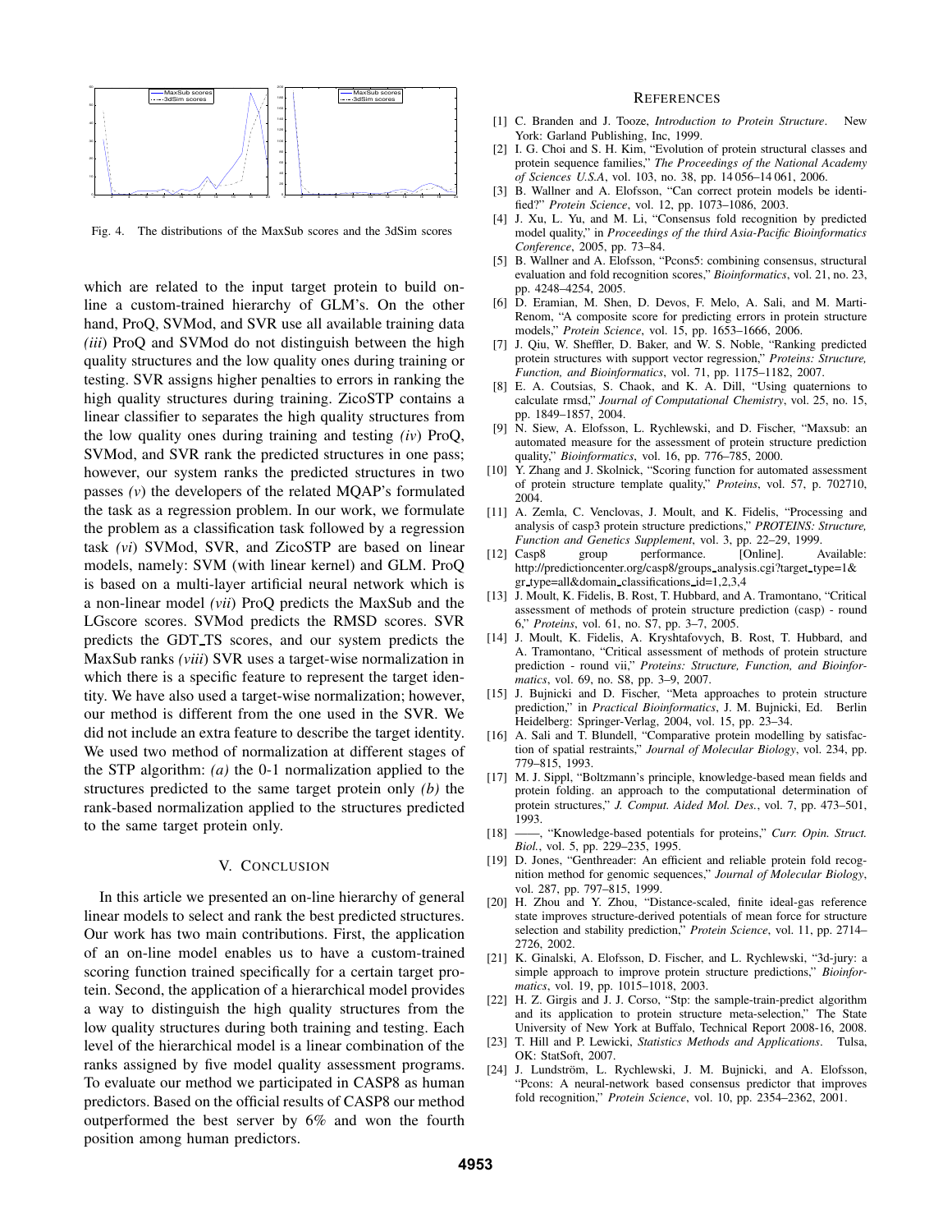MaxSub scores
3dSim scores

MaxSub scores
3dSim scores

Fig. 4. The distributions of the MaxSub scores and the 3dSim scores

which are related to the input target protein to build on-line a custom-trained hierarchy of GLM's. On the other hand, ProQ, SVMod, and SVR use all available training data *(iii)* ProQ and SVMod do not distinguish between the high quality structures and the low quality ones during training or testing. SVR assigns higher penalties to errors in ranking the high quality structures during training. ZicoSTP contains a linear classifier to separates the high quality structures from the low quality ones during training and testing *(iv)* ProQ, SVMod, and SVR rank the predicted structures in one pass; however, our system ranks the predicted structures in two passes *(v)* the developers of the related MQAP's formulated the task as a regression problem. In our work, we formulate the problem as a classification task followed by a regression task *(vi)* SVMod, SVR, and ZicoSTP are based on linear models, namely: SVM (with linear kernel) and GLM. ProQ is based on a multi-layer artificial neural network which is a non-linear model *(vii)* ProQ predicts the MaxSub and the LGscore scores. SVMod predicts the RMSD scores. SVR predicts the GDT_TS scores, and our system predicts the MaxSub ranks *(viii)* SVR uses a target-wise normalization in which there is a specific feature to represent the target identity. We have also used a target-wise normalization; however, our method is different from the one used in the SVR. We did not include an extra feature to describe the target identity. We used two method of normalization at different stages of the STP algorithm: *(a)* the 0-1 normalization applied to the structures predicted to the same target protein only *(b)* the rank-based normalization applied to the structures predicted to the same target protein only.

## V. Conclusion

In this article we presented an on-line hierarchy of general linear models to select and rank the best predicted structures. Our work has two main contributions. First, the application of an on-line model enables us to have a custom-trained scoring function trained specifically for a certain target protein. Second, the application of a hierarchical model provides a way to distinguish the high quality structures from the low quality structures during both training and testing. Each level of the hierarchical model is a linear combination of the ranks assigned by five model quality assessment programs. To evaluate our method we participated in CASP8 as human predictors. Based on the official results of CASP8 our method outperformed the best server by 6% and won the fourth position among human predictors.

## References

[1] C. Branden and J. Tooze, *Introduction to Protein Structure*. New York: Garland Publishing, Inc, 1999.

[2] I. G. Choi and S. H. Kim, "Evolution of protein structural classes and protein sequence families," *The Proceedings of the National Academy of Sciences U.S.A*, vol. 103, no. 38, pp. 14 056–14 061, 2006.

[3] B. Wallner and A. Elofsson, "Can correct protein models be identified?" *Protein Science*, vol. 12, pp. 1073–1086, 2003.

[4] J. Xu, L. Yu, and M. Li, "Consensus fold recognition by predicted model quality," in *Proceedings of the third Asia-Pacific Bioinformatics Conference*, 2005, pp. 73–84.

[5] B. Wallner and A. Elofsson, "Pcons5: combining consensus, structural evaluation and fold recognition scores," *Bioinformatics*, vol. 21, no. 23, pp. 4248–4254, 2005.

[6] D. Eramian, M. Shen, D. Devos, F. Melo, A. Sali, and M. Marti-Renom, "A composite score for predicting errors in protein structure models," *Protein Science*, vol. 15, pp. 1653–1666, 2006.

[7] J. Qiu, W. Sheffler, D. Baker, and W. S. Noble, "Ranking predicted protein structures with support vector regression," *Proteins: Structure, Function, and Bioinformatics*, vol. 71, pp. 1175–1182, 2007.

[8] E. A. Coutsias, S. Chaok, and K. A. Dill, "Using quaternions to calculate rmsd," *Journal of Computational Chemistry*, vol. 25, no. 15, pp. 1849–1857, 2004.

[9] N. Siew, A. Elofsson, L. Rychlewski, and D. Fischer, "Maxsub: an automated measure for the assessment of protein structure prediction quality," *Bioinformatics*, vol. 16, pp. 776–785, 2000.

[10] Y. Zhang and J. Skolnick, "Scoring function for automated assessment of protein structure template quality," *Proteins*, vol. 57, p. 702710, 2004.

[11] A. Zemla, C. Venclovas, J. Moult, and K. Fidelis, "Processing and analysis of casp3 protein structure predictions," *PROTEINS: Structure, Function and Genetics Supplement*, vol. 3, pp. 22–29, 1999.

[12] Casp8 group performance. [Online]. Available: http://predictioncenter.org/casp8/groups_analysis.cgi?target_type=1&gr_type=all&domain_classifications_id=1,2,3,4

[13] J. Moult, K. Fidelis, B. Rost, T. Hubbard, and A. Tramontano, "Critical assessment of methods of protein structure prediction (casp) - round 6," *Proteins*, vol. 61, no. S7, pp. 3–7, 2005.

[14] J. Moult, K. Fidelis, A. Kryshtafovych, B. Rost, T. Hubbard, and A. Tramontano, "Critical assessment of methods of protein structure prediction - round vii," *Proteins: Structure, Function, and Bioinformatics*, vol. 69, no. S8, pp. 3–9, 2007.

[15] J. Bujnicki and D. Fischer, "Meta approaches to protein structure prediction," in *Practical Bioinformatics*, J. M. Bujnicki, Ed. Berlin Heidelberg: Springer-Verlag, 2004, vol. 15, pp. 23–34.

[16] A. Sali and T. Blundell, "Comparative protein modelling by satisfaction of spatial restraints," *Journal of Molecular Biology*, vol. 234, pp. 779–815, 1993.

[17] M. J. Sippl, "Boltzmann's principle, knowledge-based mean fields and protein folding. an approach to the computational determination of protein structures," *J. Comput. Aided Mol. Des.*, vol. 7, pp. 473–501, 1993.

[18] ——, "Knowledge-based potentials for proteins," *Curr. Opin. Struct. Biol.*, vol. 5, pp. 229–235, 1995.

[19] D. Jones, "Genthreader: An efficient and reliable protein fold recognition method for genomic sequences," *Journal of Molecular Biology*, vol. 287, pp. 797–815, 1999.

[20] H. Zhou and Y. Zhou, "Distance-scaled, finite ideal-gas reference state improves structure-derived potentials of mean force for structure selection and stability prediction," *Protein Science*, vol. 11, pp. 2714–2726, 2002.

[21] K. Ginalski, A. Elofsson, D. Fischer, and L. Rychlewski, "3d-jury: a simple approach to improve protein structure predictions," *Bioinformatics*, vol. 19, pp. 1015–1018, 2003.

[22] H. Z. Girgis and J. J. Corso, "Stp: the sample-train-predict algorithm and its application to protein structure meta-selection," The State University of New York at Buffalo, Technical Report 2008-16, 2008.

[23] T. Hill and P. Lewicki, *Statistics Methods and Applications*. Tulsa, OK: StatSoft, 2007.

[24] J. Lundström, L. Rychlewski, J. M. Bujnicki, and A. Elofsson, "Pcons: A neural-network based consensus predictor that improves fold recognition," *Protein Science*, vol. 10, pp. 2354–2362, 2001.